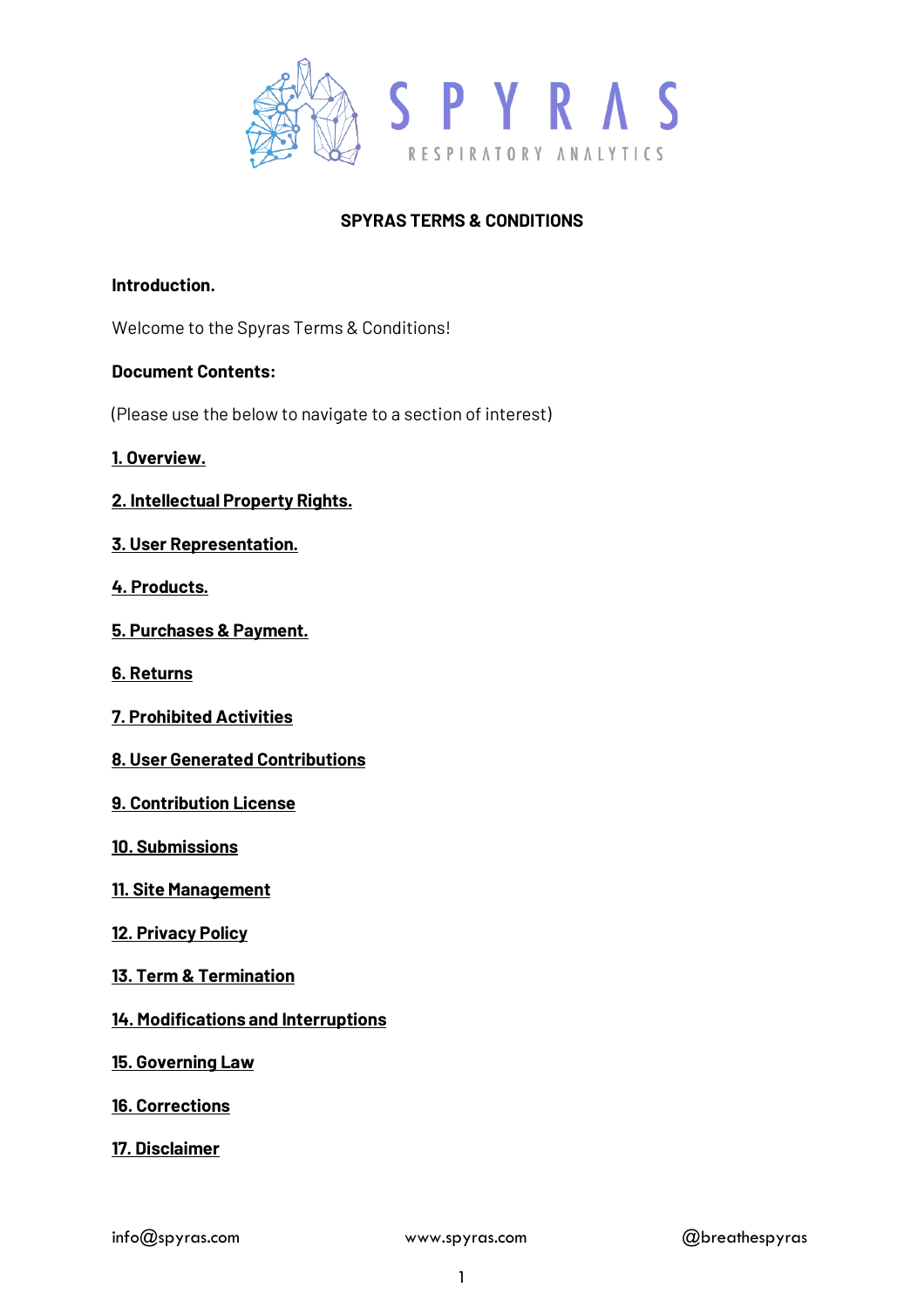# SPYRAS TERMS & CONDITIONS

**Introduction.**

Welcome to the Spyras Terms & Conditions!

**Document Contents:**

(Please use the below to navigate to a section of interest)

**1. Overview.**

**2. Intellectual Property Rights.**

**3. User Representation.**

**4. Products.**

**5. Purchases & Payment.**

**6. Returns**

**7. Prohibited Activities**

**8. User Generated Contributions**

**9. Contribution License**

**10. Submissions**

**11. Site Management**

**12. Privacy Policy**

**13. Term & Termination**

**14. Modifications and Interruptions**

**15. Governing Law**

**16. Corrections**

**17. Disclaimer**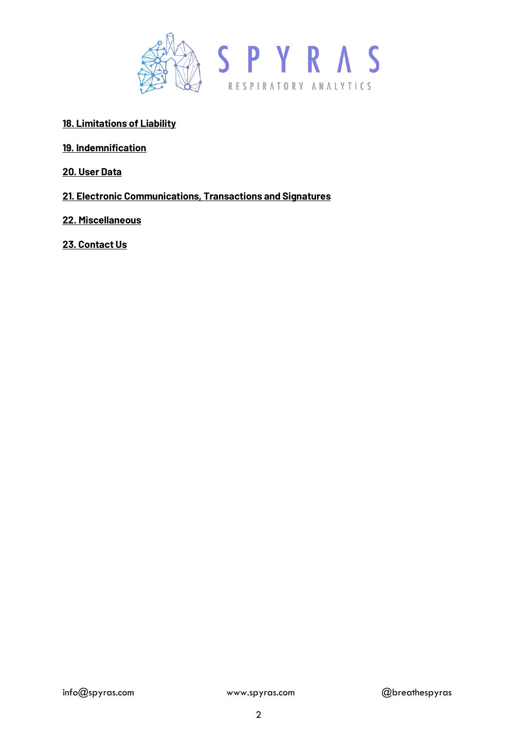**18. Limitations of Liability**

**19. Indemnification**

**20. User Data**

**21. Electronic Communications, Transactions and Signatures**

**22. Miscellaneous**

**23. Contact Us**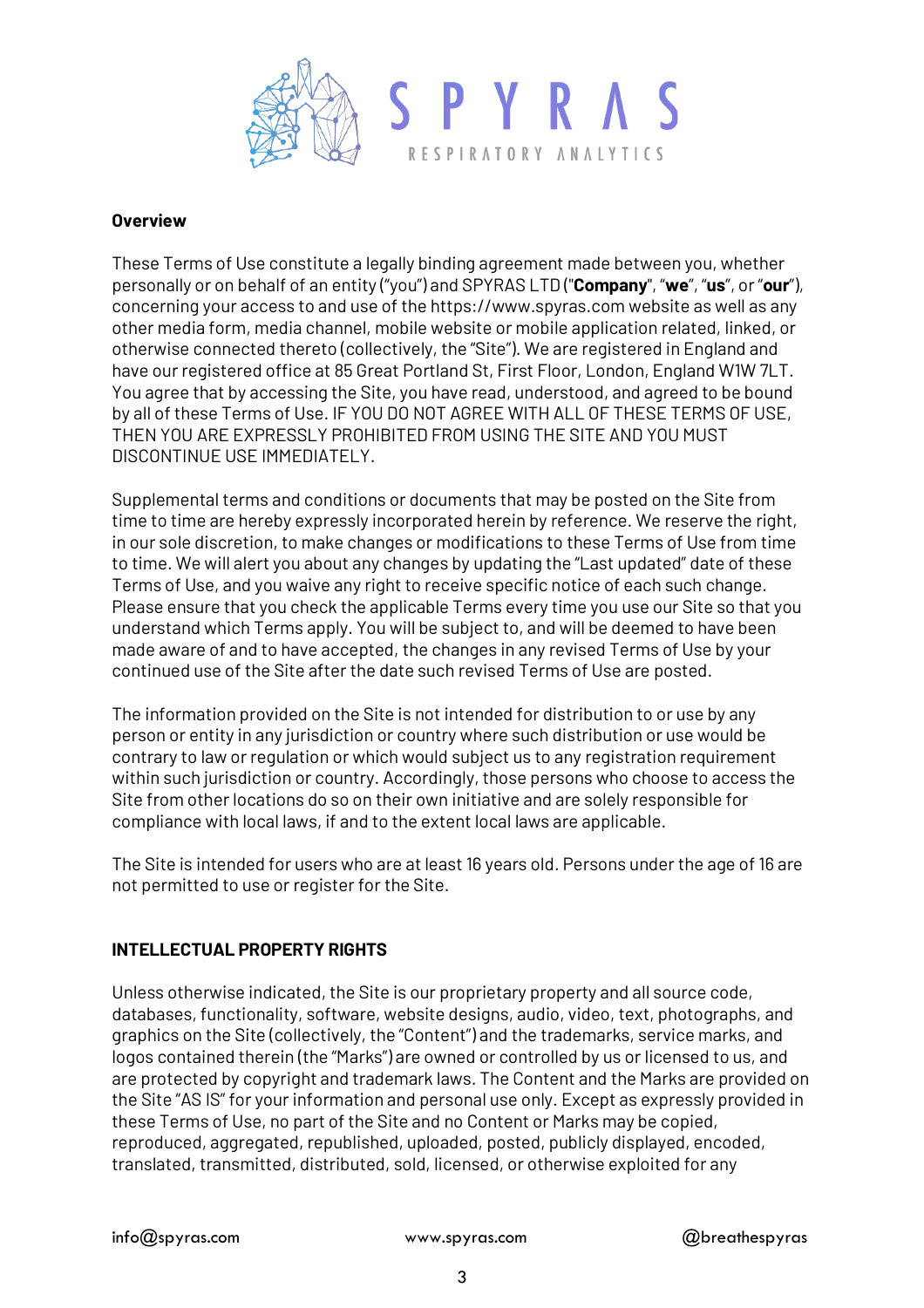**Overview**

These Terms of Use constitute a legally binding agreement made between you, whether personally or on behalf of an entity ("you") and SPYRAS LTD ("**Company**", "**we**", "**us**", or "**our**"), concerning your access to and use of the https://www.spyras.com website as well as any other media form, media channel, mobile website or mobile application related, linked, or otherwise connected thereto (collectively, the "Site"). We are registered in England and have our registered office at 85 Great Portland St, First Floor, London, England W1W 7LT. You agree that by accessing the Site, you have read, understood, and agreed to be bound by all of these Terms of Use. IF YOU DO NOT AGREE WITH ALL OF THESE TERMS OF USE, THEN YOU ARE EXPRESSLY PROHIBITED FROM USING THE SITE AND YOU MUST DISCONTINUE USE IMMEDIATELY.

Supplemental terms and conditions or documents that may be posted on the Site from time to time are hereby expressly incorporated herein by reference. We reserve the right, in our sole discretion, to make changes or modifications to these Terms of Use from time to time. We will alert you about any changes by updating the "Last updated" date of these Terms of Use, and you waive any right to receive specific notice of each such change. Please ensure that you check the applicable Terms every time you use our Site so that you understand which Terms apply. You will be subject to, and will be deemed to have been made aware of and to have accepted, the changes in any revised Terms of Use by your continued use of the Site after the date such revised Terms of Use are posted.

The information provided on the Site is not intended for distribution to or use by any person or entity in any jurisdiction or country where such distribution or use would be contrary to law or regulation or which would subject us to any registration requirement within such jurisdiction or country. Accordingly, those persons who choose to access the Site from other locations do so on their own initiative and are solely responsible for compliance with local laws, if and to the extent local laws are applicable.

The Site is intended for users who are at least 16 years old. Persons under the age of 16 are not permitted to use or register for the Site.

**INTELLECTUAL PROPERTY RIGHTS**

Unless otherwise indicated, the Site is our proprietary property and all source code, databases, functionality, software, website designs, audio, video, text, photographs, and graphics on the Site (collectively, the "Content") and the trademarks, service marks, and logos contained therein (the "Marks") are owned or controlled by us or licensed to us, and are protected by copyright and trademark laws. The Content and the Marks are provided on the Site "AS IS" for your information and personal use only. Except as expressly provided in these Terms of Use, no part of the Site and no Content or Marks may be copied, reproduced, aggregated, republished, uploaded, posted, publicly displayed, encoded, translated, transmitted, distributed, sold, licensed, or otherwise exploited for any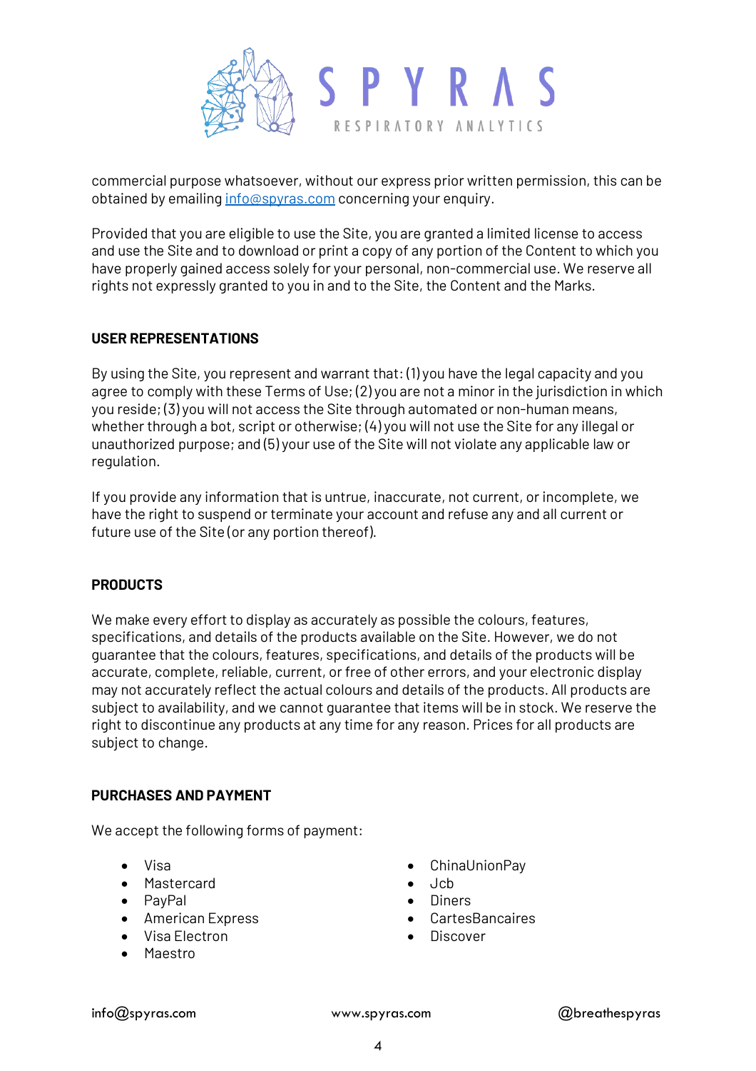commercial purpose whatsoever, without our express prior written permission, this can be obtained by emailing [info@spyras.com](mailto:info@spyras.com) concerning your enquiry.

Provided that you are eligible to use the Site, you are granted a limited license to access and use the Site and to download or print a copy of any portion of the Content to which you have properly gained access solely for your personal, non-commercial use. We reserve all rights not expressly granted to you in and to the Site, the Content and the Marks.

## USER REPRESENTATIONS

By using the Site, you represent and warrant that: (1) you have the legal capacity and you agree to comply with these Terms of Use; (2) you are not a minor in the jurisdiction in which you reside; (3) you will not access the Site through automated or non-human means, whether through a bot, script or otherwise; (4) you will not use the Site for any illegal or unauthorized purpose; and (5) your use of the Site will not violate any applicable law or regulation.

If you provide any information that is untrue, inaccurate, not current, or incomplete, we have the right to suspend or terminate your account and refuse any and all current or future use of the Site (or any portion thereof).

## PRODUCTS

We make every effort to display as accurately as possible the colours, features, specifications, and details of the products available on the Site. However, we do not guarantee that the colours, features, specifications, and details of the products will be accurate, complete, reliable, current, or free of other errors, and your electronic display may not accurately reflect the actual colours and details of the products. All products are subject to availability, and we cannot guarantee that items will be in stock. We reserve the right to discontinue any products at any time for any reason. Prices for all products are subject to change.

## PURCHASES AND PAYMENT

We accept the following forms of payment:

- Visa
- Mastercard
- PayPal
- American Express
- Visa Electron
- Maestro
- ChinaUnionPay
- Jcb
- Diners
- CartesBancaires
- Discover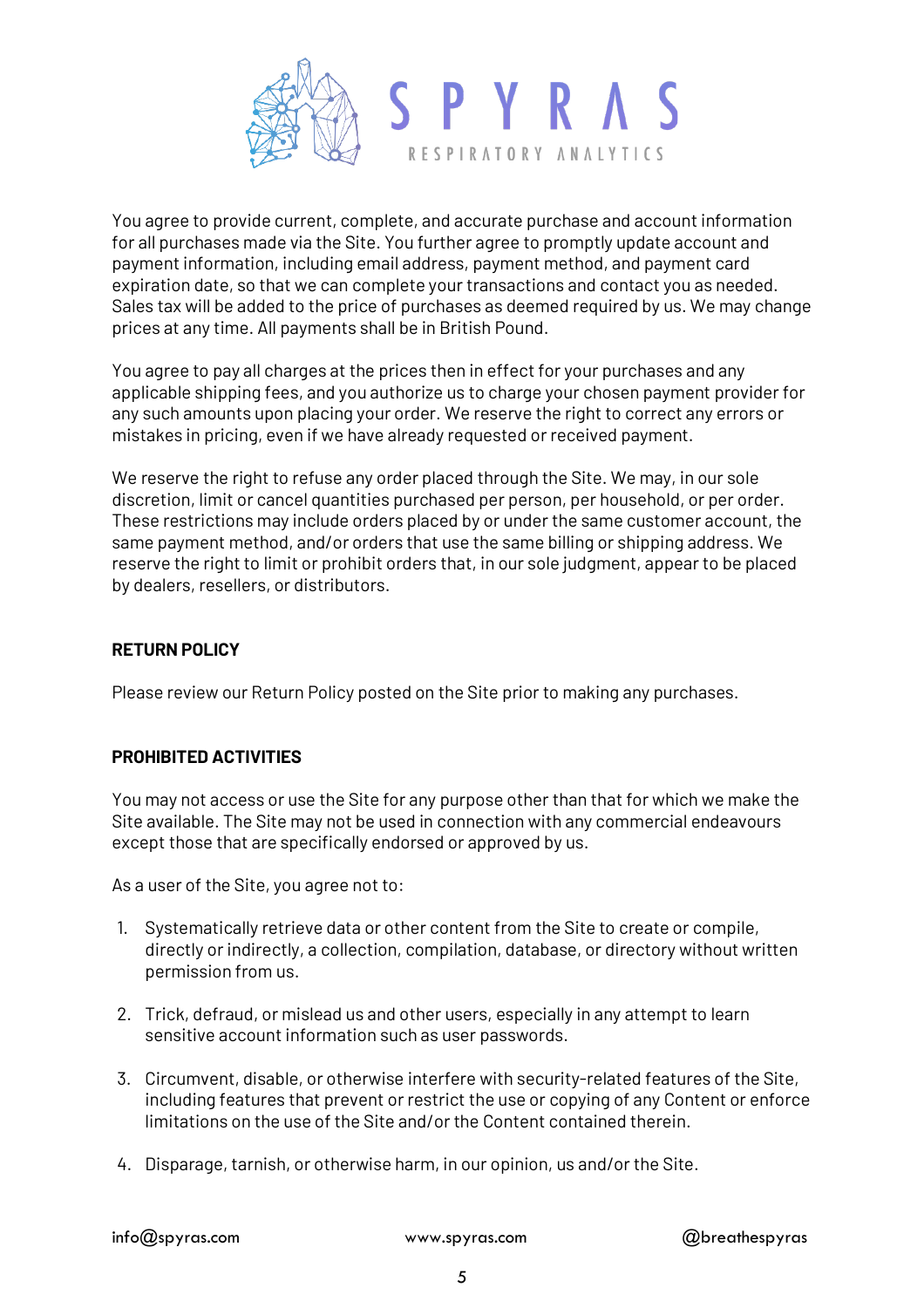You agree to provide current, complete, and accurate purchase and account information for all purchases made via the Site. You further agree to promptly update account and payment information, including email address, payment method, and payment card expiration date, so that we can complete your transactions and contact you as needed. Sales tax will be added to the price of purchases as deemed required by us. We may change prices at any time. All payments shall be in British Pound.

You agree to pay all charges at the prices then in effect for your purchases and any applicable shipping fees, and you authorize us to charge your chosen payment provider for any such amounts upon placing your order. We reserve the right to correct any errors or mistakes in pricing, even if we have already requested or received payment.

We reserve the right to refuse any order placed through the Site. We may, in our sole discretion, limit or cancel quantities purchased per person, per household, or per order. These restrictions may include orders placed by or under the same customer account, the same payment method, and/or orders that use the same billing or shipping address. We reserve the right to limit or prohibit orders that, in our sole judgment, appear to be placed by dealers, resellers, or distributors.

## RETURN POLICY

Please review our Return Policy posted on the Site prior to making any purchases.

## PROHIBITED ACTIVITIES

You may not access or use the Site for any purpose other than that for which we make the Site available. The Site may not be used in connection with any commercial endeavours except those that are specifically endorsed or approved by us.

As a user of the Site, you agree not to:

1. Systematically retrieve data or other content from the Site to create or compile, directly or indirectly, a collection, compilation, database, or directory without written permission from us.

2. Trick, defraud, or mislead us and other users, especially in any attempt to learn sensitive account information such as user passwords.

3. Circumvent, disable, or otherwise interfere with security-related features of the Site, including features that prevent or restrict the use or copying of any Content or enforce limitations on the use of the Site and/or the Content contained therein.

4. Disparage, tarnish, or otherwise harm, in our opinion, us and/or the Site.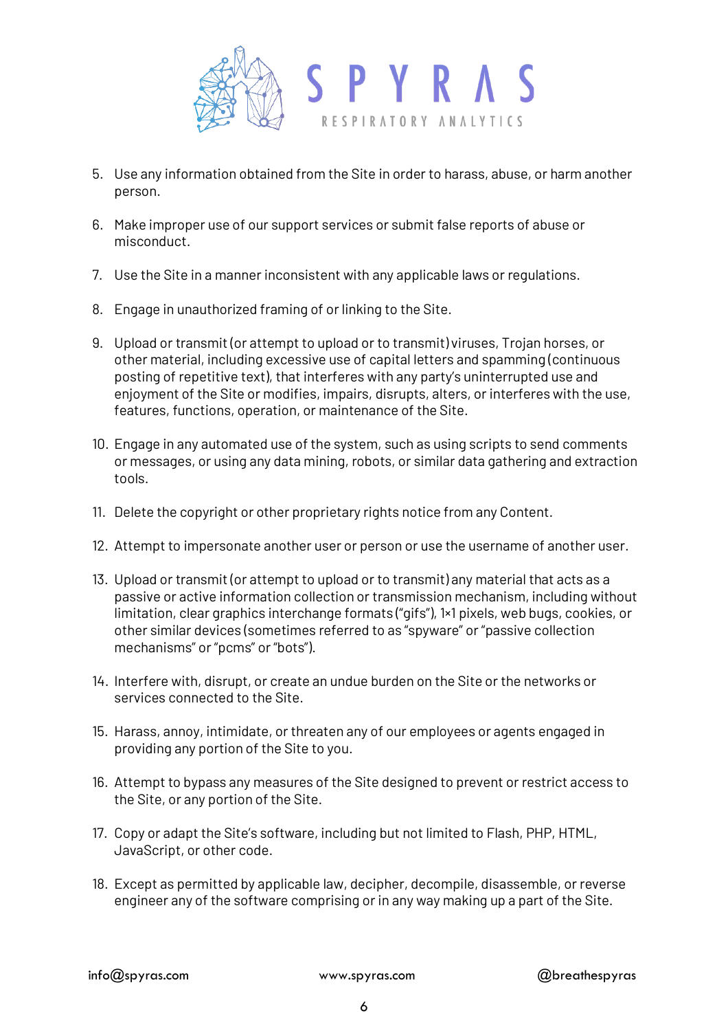5. Use any information obtained from the Site in order to harass, abuse, or harm another person.

6. Make improper use of our support services or submit false reports of abuse or misconduct.

7. Use the Site in a manner inconsistent with any applicable laws or regulations.

8. Engage in unauthorized framing of or linking to the Site.

9. Upload or transmit (or attempt to upload or to transmit) viruses, Trojan horses, or other material, including excessive use of capital letters and spamming (continuous posting of repetitive text), that interferes with any party's uninterrupted use and enjoyment of the Site or modifies, impairs, disrupts, alters, or interferes with the use, features, functions, operation, or maintenance of the Site.

10. Engage in any automated use of the system, such as using scripts to send comments or messages, or using any data mining, robots, or similar data gathering and extraction tools.

11. Delete the copyright or other proprietary rights notice from any Content.

12. Attempt to impersonate another user or person or use the username of another user.

13. Upload or transmit (or attempt to upload or to transmit) any material that acts as a passive or active information collection or transmission mechanism, including without limitation, clear graphics interchange formats ("gifs"), 1×1 pixels, web bugs, cookies, or other similar devices (sometimes referred to as "spyware" or "passive collection mechanisms" or "pcms" or "bots").

14. Interfere with, disrupt, or create an undue burden on the Site or the networks or services connected to the Site.

15. Harass, annoy, intimidate, or threaten any of our employees or agents engaged in providing any portion of the Site to you.

16. Attempt to bypass any measures of the Site designed to prevent or restrict access to the Site, or any portion of the Site.

17. Copy or adapt the Site's software, including but not limited to Flash, PHP, HTML, JavaScript, or other code.

18. Except as permitted by applicable law, decipher, decompile, disassemble, or reverse engineer any of the software comprising or in any way making up a part of the Site.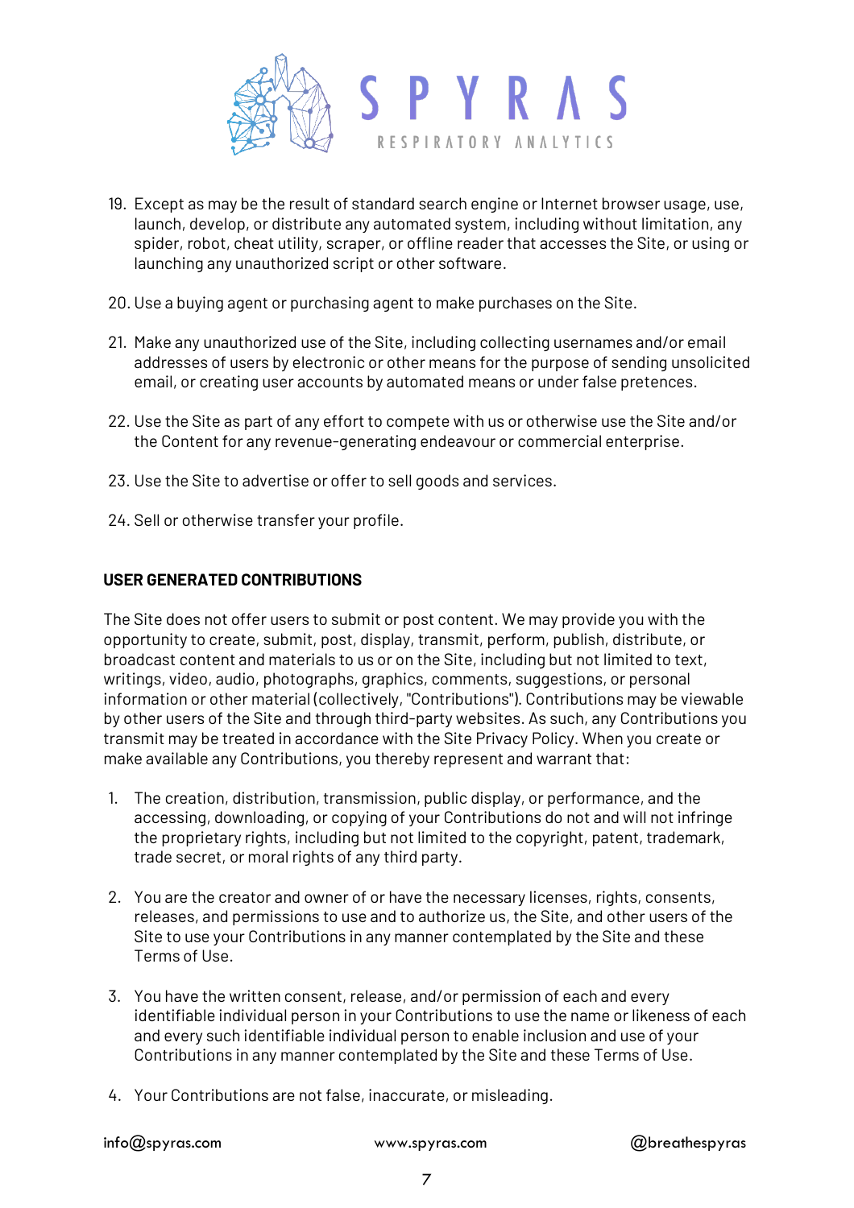19. Except as may be the result of standard search engine or Internet browser usage, use, launch, develop, or distribute any automated system, including without limitation, any spider, robot, cheat utility, scraper, or offline reader that accesses the Site, or using or launching any unauthorized script or other software.

20. Use a buying agent or purchasing agent to make purchases on the Site.

21. Make any unauthorized use of the Site, including collecting usernames and/or email addresses of users by electronic or other means for the purpose of sending unsolicited email, or creating user accounts by automated means or under false pretences.

22. Use the Site as part of any effort to compete with us or otherwise use the Site and/or the Content for any revenue-generating endeavour or commercial enterprise.

23. Use the Site to advertise or offer to sell goods and services.

24. Sell or otherwise transfer your profile.

**USER GENERATED CONTRIBUTIONS**

The Site does not offer users to submit or post content. We may provide you with the opportunity to create, submit, post, display, transmit, perform, publish, distribute, or broadcast content and materials to us or on the Site, including but not limited to text, writings, video, audio, photographs, graphics, comments, suggestions, or personal information or other material (collectively, "Contributions"). Contributions may be viewable by other users of the Site and through third-party websites. As such, any Contributions you transmit may be treated in accordance with the Site Privacy Policy. When you create or make available any Contributions, you thereby represent and warrant that:

1. The creation, distribution, transmission, public display, or performance, and the accessing, downloading, or copying of your Contributions do not and will not infringe the proprietary rights, including but not limited to the copyright, patent, trademark, trade secret, or moral rights of any third party.

2. You are the creator and owner of or have the necessary licenses, rights, consents, releases, and permissions to use and to authorize us, the Site, and other users of the Site to use your Contributions in any manner contemplated by the Site and these Terms of Use.

3. You have the written consent, release, and/or permission of each and every identifiable individual person in your Contributions to use the name or likeness of each and every such identifiable individual person to enable inclusion and use of your Contributions in any manner contemplated by the Site and these Terms of Use.

4. Your Contributions are not false, inaccurate, or misleading.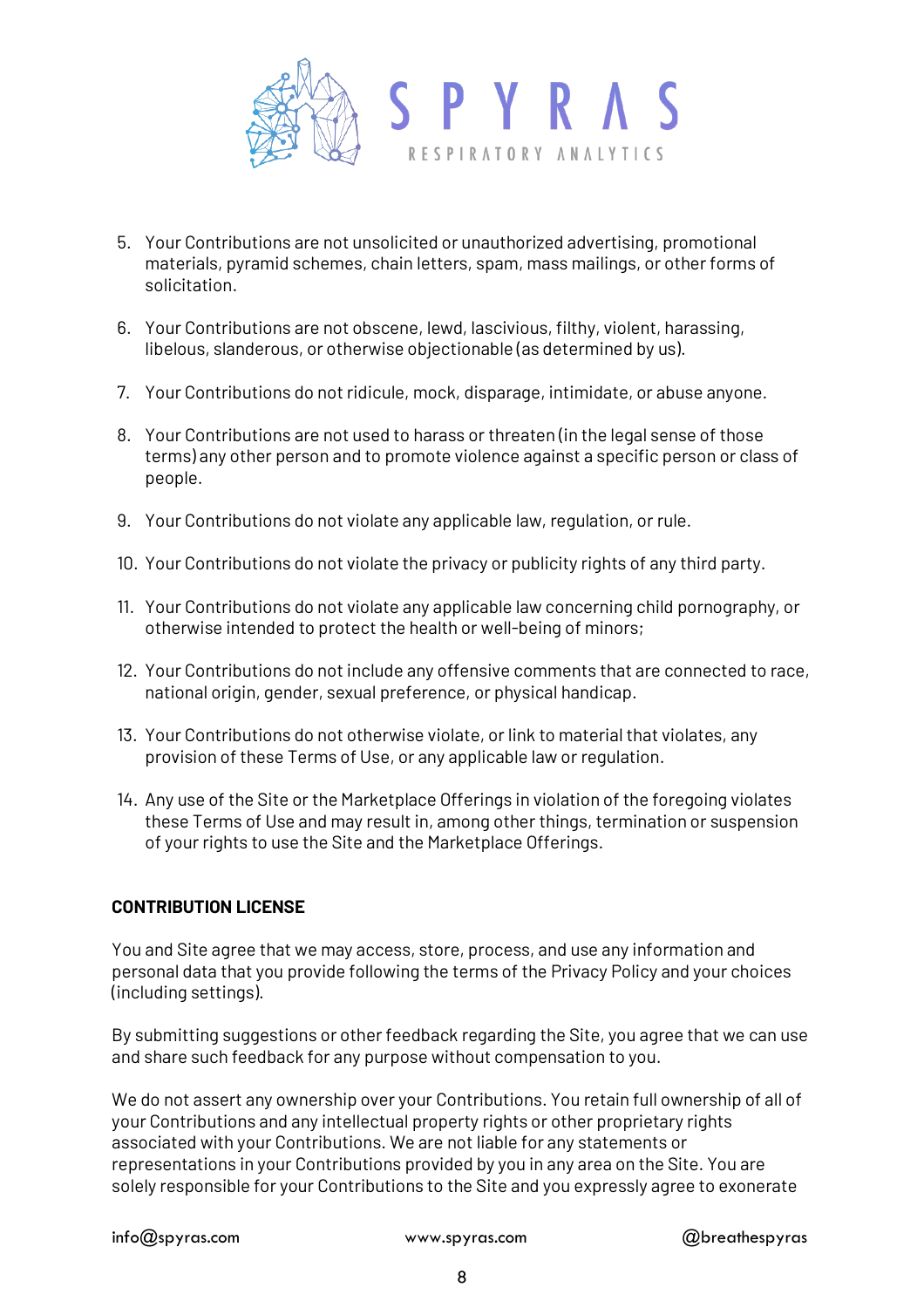5. Your Contributions are not unsolicited or unauthorized advertising, promotional materials, pyramid schemes, chain letters, spam, mass mailings, or other forms of solicitation.
6. Your Contributions are not obscene, lewd, lascivious, filthy, violent, harassing, libelous, slanderous, or otherwise objectionable (as determined by us).
7. Your Contributions do not ridicule, mock, disparage, intimidate, or abuse anyone.
8. Your Contributions are not used to harass or threaten (in the legal sense of those terms) any other person and to promote violence against a specific person or class of people.
9. Your Contributions do not violate any applicable law, regulation, or rule.
10. Your Contributions do not violate the privacy or publicity rights of any third party.
11. Your Contributions do not violate any applicable law concerning child pornography, or otherwise intended to protect the health or well-being of minors;
12. Your Contributions do not include any offensive comments that are connected to race, national origin, gender, sexual preference, or physical handicap.
13. Your Contributions do not otherwise violate, or link to material that violates, any provision of these Terms of Use, or any applicable law or regulation.
14. Any use of the Site or the Marketplace Offerings in violation of the foregoing violates these Terms of Use and may result in, among other things, termination or suspension of your rights to use the Site and the Marketplace Offerings.

**CONTRIBUTION LICENSE**

You and Site agree that we may access, store, process, and use any information and personal data that you provide following the terms of the Privacy Policy and your choices (including settings).

By submitting suggestions or other feedback regarding the Site, you agree that we can use and share such feedback for any purpose without compensation to you.

We do not assert any ownership over your Contributions. You retain full ownership of all of your Contributions and any intellectual property rights or other proprietary rights associated with your Contributions. We are not liable for any statements or representations in your Contributions provided by you in any area on the Site. You are solely responsible for your Contributions to the Site and you expressly agree to exonerate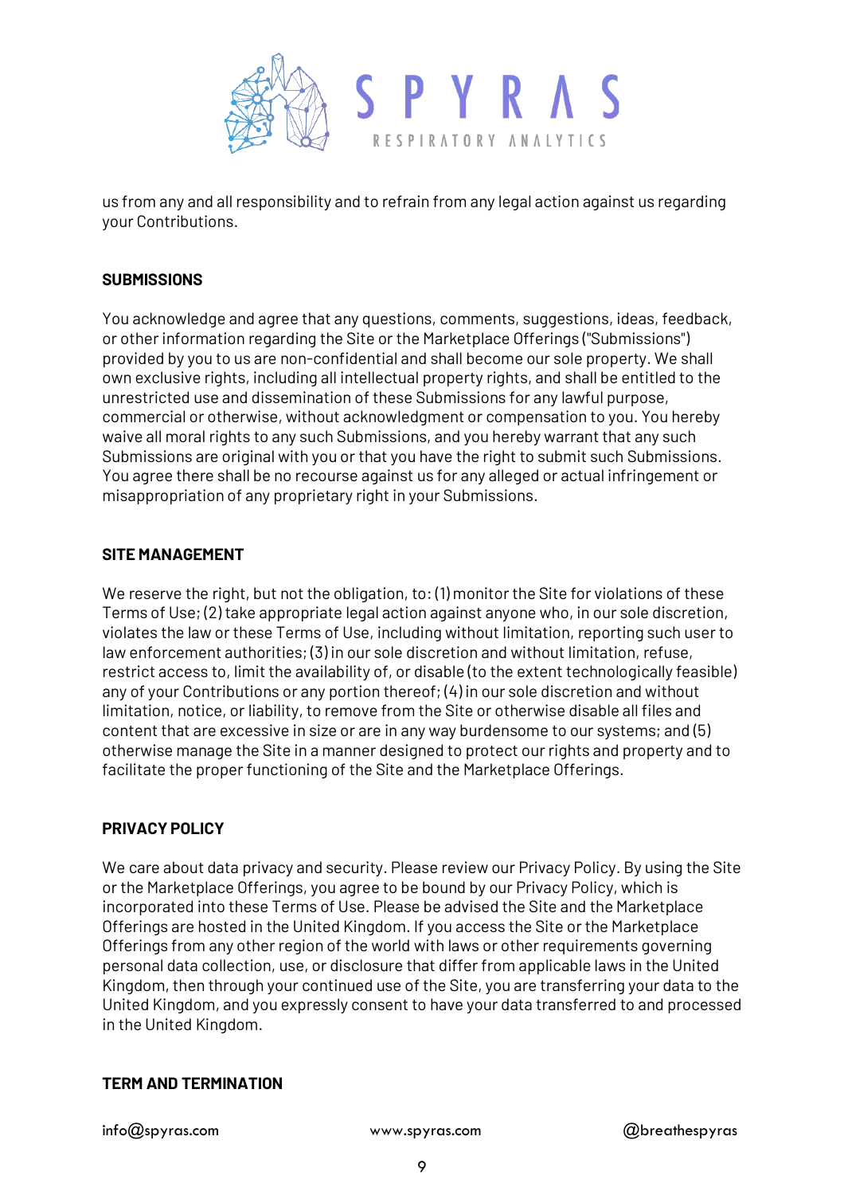us from any and all responsibility and to refrain from any legal action against us regarding your Contributions.

**SUBMISSIONS**

You acknowledge and agree that any questions, comments, suggestions, ideas, feedback, or other information regarding the Site or the Marketplace Offerings ("Submissions") provided by you to us are non-confidential and shall become our sole property. We shall own exclusive rights, including all intellectual property rights, and shall be entitled to the unrestricted use and dissemination of these Submissions for any lawful purpose, commercial or otherwise, without acknowledgment or compensation to you. You hereby waive all moral rights to any such Submissions, and you hereby warrant that any such Submissions are original with you or that you have the right to submit such Submissions. You agree there shall be no recourse against us for any alleged or actual infringement or misappropriation of any proprietary right in your Submissions.

**SITE MANAGEMENT**

We reserve the right, but not the obligation, to: (1) monitor the Site for violations of these Terms of Use; (2) take appropriate legal action against anyone who, in our sole discretion, violates the law or these Terms of Use, including without limitation, reporting such user to law enforcement authorities; (3) in our sole discretion and without limitation, refuse, restrict access to, limit the availability of, or disable (to the extent technologically feasible) any of your Contributions or any portion thereof; (4) in our sole discretion and without limitation, notice, or liability, to remove from the Site or otherwise disable all files and content that are excessive in size or are in any way burdensome to our systems; and (5) otherwise manage the Site in a manner designed to protect our rights and property and to facilitate the proper functioning of the Site and the Marketplace Offerings.

**PRIVACY POLICY**

We care about data privacy and security. Please review our Privacy Policy. By using the Site or the Marketplace Offerings, you agree to be bound by our Privacy Policy, which is incorporated into these Terms of Use. Please be advised the Site and the Marketplace Offerings are hosted in the United Kingdom. If you access the Site or the Marketplace Offerings from any other region of the world with laws or other requirements governing personal data collection, use, or disclosure that differ from applicable laws in the United Kingdom, then through your continued use of the Site, you are transferring your data to the United Kingdom, and you expressly consent to have your data transferred to and processed in the United Kingdom.

**TERM AND TERMINATION**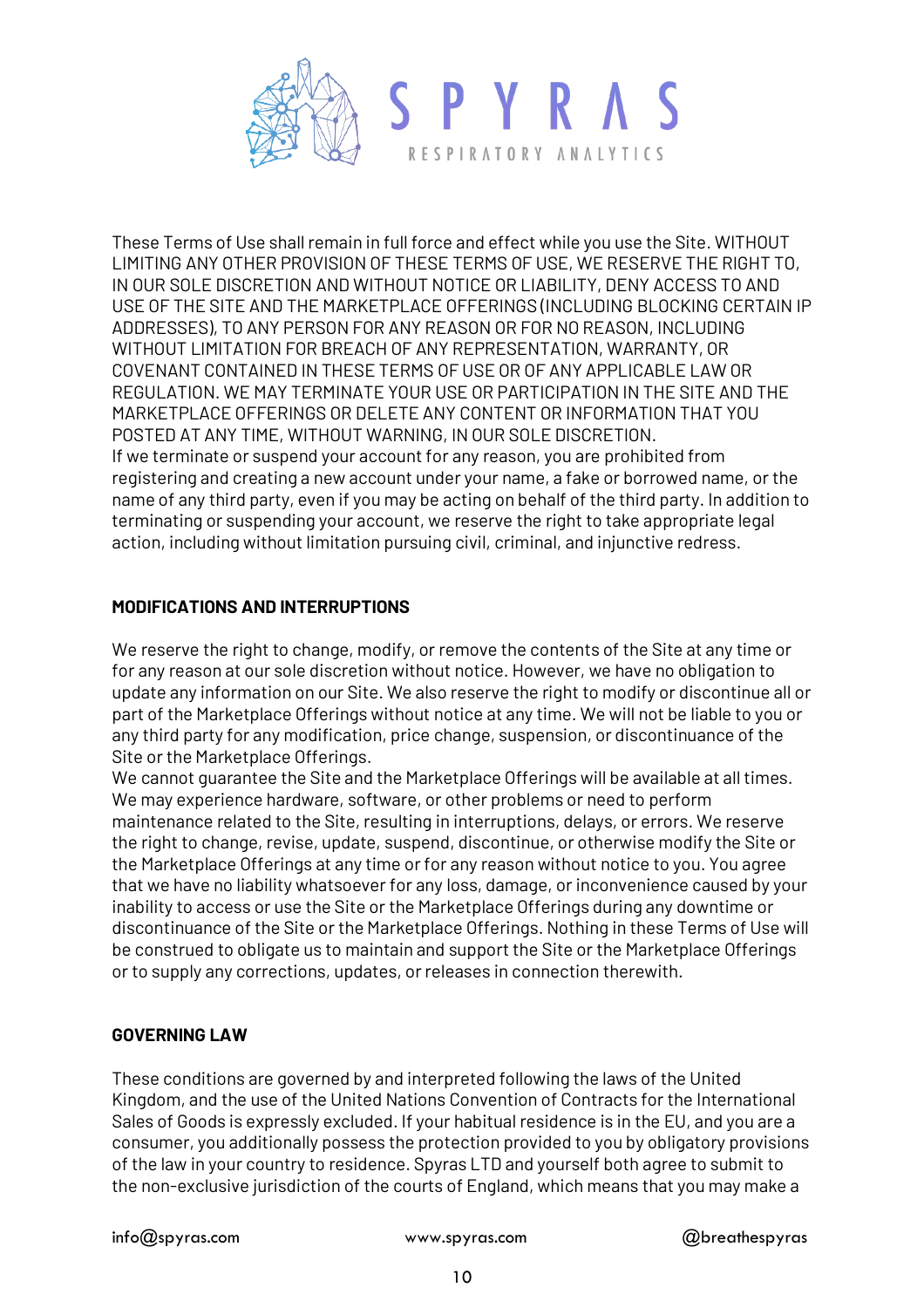These Terms of Use shall remain in full force and effect while you use the Site. WITHOUT LIMITING ANY OTHER PROVISION OF THESE TERMS OF USE, WE RESERVE THE RIGHT TO, IN OUR SOLE DISCRETION AND WITHOUT NOTICE OR LIABILITY, DENY ACCESS TO AND USE OF THE SITE AND THE MARKETPLACE OFFERINGS (INCLUDING BLOCKING CERTAIN IP ADDRESSES), TO ANY PERSON FOR ANY REASON OR FOR NO REASON, INCLUDING WITHOUT LIMITATION FOR BREACH OF ANY REPRESENTATION, WARRANTY, OR COVENANT CONTAINED IN THESE TERMS OF USE OR OF ANY APPLICABLE LAW OR REGULATION. WE MAY TERMINATE YOUR USE OR PARTICIPATION IN THE SITE AND THE MARKETPLACE OFFERINGS OR DELETE ANY CONTENT OR INFORMATION THAT YOU POSTED AT ANY TIME, WITHOUT WARNING, IN OUR SOLE DISCRETION.
If we terminate or suspend your account for any reason, you are prohibited from registering and creating a new account under your name, a fake or borrowed name, or the name of any third party, even if you may be acting on behalf of the third party. In addition to terminating or suspending your account, we reserve the right to take appropriate legal action, including without limitation pursuing civil, criminal, and injunctive redress.

**MODIFICATIONS AND INTERRUPTIONS**

We reserve the right to change, modify, or remove the contents of the Site at any time or for any reason at our sole discretion without notice. However, we have no obligation to update any information on our Site. We also reserve the right to modify or discontinue all or part of the Marketplace Offerings without notice at any time. We will not be liable to you or any third party for any modification, price change, suspension, or discontinuance of the Site or the Marketplace Offerings.
We cannot guarantee the Site and the Marketplace Offerings will be available at all times. We may experience hardware, software, or other problems or need to perform maintenance related to the Site, resulting in interruptions, delays, or errors. We reserve the right to change, revise, update, suspend, discontinue, or otherwise modify the Site or the Marketplace Offerings at any time or for any reason without notice to you. You agree that we have no liability whatsoever for any loss, damage, or inconvenience caused by your inability to access or use the Site or the Marketplace Offerings during any downtime or discontinuance of the Site or the Marketplace Offerings. Nothing in these Terms of Use will be construed to obligate us to maintain and support the Site or the Marketplace Offerings or to supply any corrections, updates, or releases in connection therewith.

**GOVERNING LAW**

These conditions are governed by and interpreted following the laws of the United Kingdom, and the use of the United Nations Convention of Contracts for the International Sales of Goods is expressly excluded. If your habitual residence is in the EU, and you are a consumer, you additionally possess the protection provided to you by obligatory provisions of the law in your country to residence. Spyras LTD and yourself both agree to submit to the non-exclusive jurisdiction of the courts of England, which means that you may make a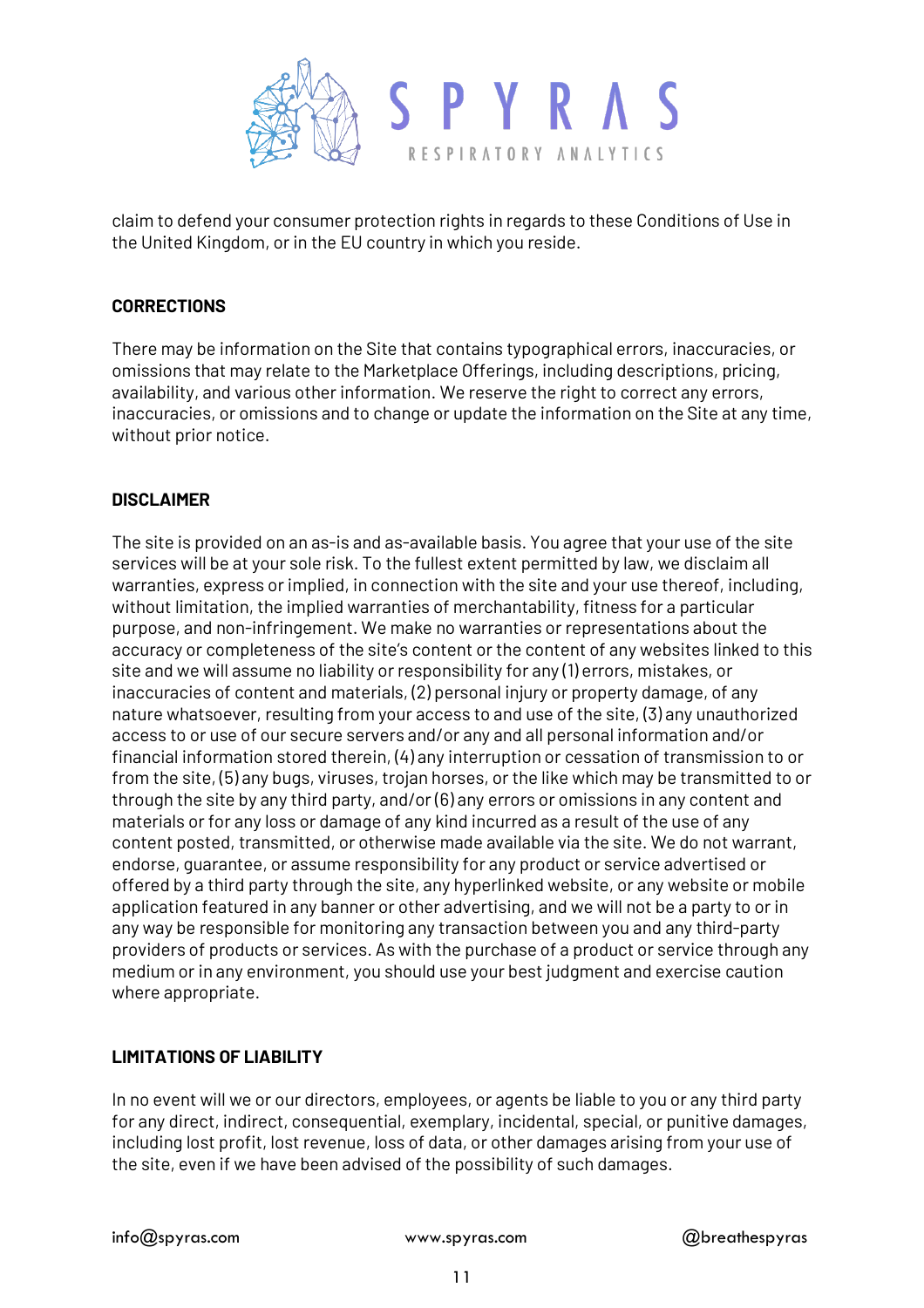claim to defend your consumer protection rights in regards to these Conditions of Use in the United Kingdom, or in the EU country in which you reside.

## CORRECTIONS

There may be information on the Site that contains typographical errors, inaccuracies, or omissions that may relate to the Marketplace Offerings, including descriptions, pricing, availability, and various other information. We reserve the right to correct any errors, inaccuracies, or omissions and to change or update the information on the Site at any time, without prior notice.

## DISCLAIMER

The site is provided on an as-is and as-available basis. You agree that your use of the site services will be at your sole risk. To the fullest extent permitted by law, we disclaim all warranties, express or implied, in connection with the site and your use thereof, including, without limitation, the implied warranties of merchantability, fitness for a particular purpose, and non-infringement. We make no warranties or representations about the accuracy or completeness of the site's content or the content of any websites linked to this site and we will assume no liability or responsibility for any (1) errors, mistakes, or inaccuracies of content and materials, (2) personal injury or property damage, of any nature whatsoever, resulting from your access to and use of the site, (3) any unauthorized access to or use of our secure servers and/or any and all personal information and/or financial information stored therein, (4) any interruption or cessation of transmission to or from the site, (5) any bugs, viruses, trojan horses, or the like which may be transmitted to or through the site by any third party, and/or (6) any errors or omissions in any content and materials or for any loss or damage of any kind incurred as a result of the use of any content posted, transmitted, or otherwise made available via the site. We do not warrant, endorse, guarantee, or assume responsibility for any product or service advertised or offered by a third party through the site, any hyperlinked website, or any website or mobile application featured in any banner or other advertising, and we will not be a party to or in any way be responsible for monitoring any transaction between you and any third-party providers of products or services. As with the purchase of a product or service through any medium or in any environment, you should use your best judgment and exercise caution where appropriate.

## LIMITATIONS OF LIABILITY

In no event will we or our directors, employees, or agents be liable to you or any third party for any direct, indirect, consequential, exemplary, incidental, special, or punitive damages, including lost profit, lost revenue, loss of data, or other damages arising from your use of the site, even if we have been advised of the possibility of such damages.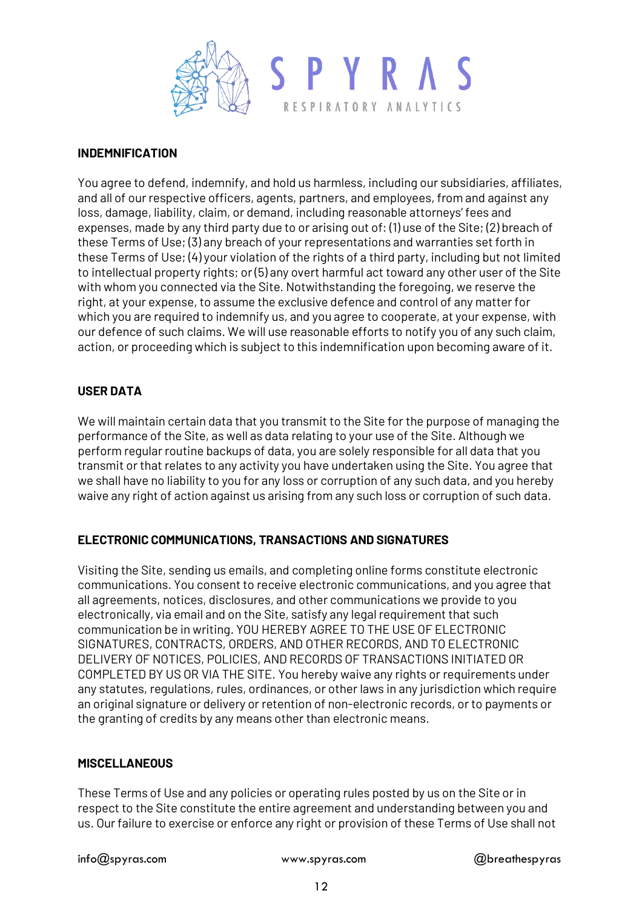## INDEMNIFICATION

You agree to defend, indemnify, and hold us harmless, including our subsidiaries, affiliates, and all of our respective officers, agents, partners, and employees, from and against any loss, damage, liability, claim, or demand, including reasonable attorneys' fees and expenses, made by any third party due to or arising out of: (1) use of the Site; (2) breach of these Terms of Use; (3) any breach of your representations and warranties set forth in these Terms of Use; (4) your violation of the rights of a third party, including but not limited to intellectual property rights; or (5) any overt harmful act toward any other user of the Site with whom you connected via the Site. Notwithstanding the foregoing, we reserve the right, at your expense, to assume the exclusive defence and control of any matter for which you are required to indemnify us, and you agree to cooperate, at your expense, with our defence of such claims. We will use reasonable efforts to notify you of any such claim, action, or proceeding which is subject to this indemnification upon becoming aware of it.

## USER DATA

We will maintain certain data that you transmit to the Site for the purpose of managing the performance of the Site, as well as data relating to your use of the Site. Although we perform regular routine backups of data, you are solely responsible for all data that you transmit or that relates to any activity you have undertaken using the Site. You agree that we shall have no liability to you for any loss or corruption of any such data, and you hereby waive any right of action against us arising from any such loss or corruption of such data.

## ELECTRONIC COMMUNICATIONS, TRANSACTIONS AND SIGNATURES

Visiting the Site, sending us emails, and completing online forms constitute electronic communications. You consent to receive electronic communications, and you agree that all agreements, notices, disclosures, and other communications we provide to you electronically, via email and on the Site, satisfy any legal requirement that such communication be in writing. YOU HEREBY AGREE TO THE USE OF ELECTRONIC SIGNATURES, CONTRACTS, ORDERS, AND OTHER RECORDS, AND TO ELECTRONIC DELIVERY OF NOTICES, POLICIES, AND RECORDS OF TRANSACTIONS INITIATED OR COMPLETED BY US OR VIA THE SITE. You hereby waive any rights or requirements under any statutes, regulations, rules, ordinances, or other laws in any jurisdiction which require an original signature or delivery or retention of non-electronic records, or to payments or the granting of credits by any means other than electronic means.

## MISCELLANEOUS

These Terms of Use and any policies or operating rules posted by us on the Site or in respect to the Site constitute the entire agreement and understanding between you and us. Our failure to exercise or enforce any right or provision of these Terms of Use shall not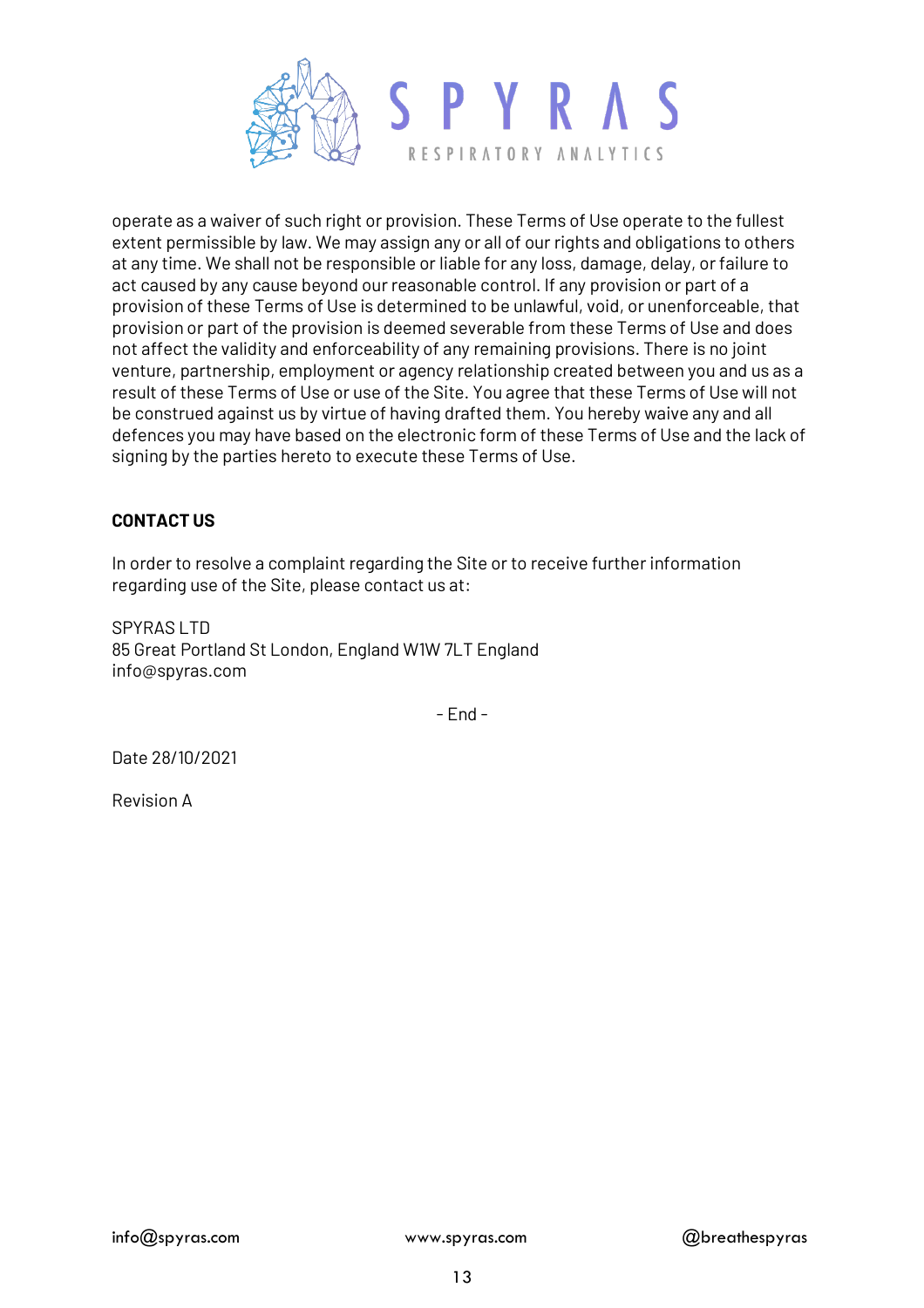operate as a waiver of such right or provision. These Terms of Use operate to the fullest extent permissible by law. We may assign any or all of our rights and obligations to others at any time. We shall not be responsible or liable for any loss, damage, delay, or failure to act caused by any cause beyond our reasonable control. If any provision or part of a provision of these Terms of Use is determined to be unlawful, void, or unenforceable, that provision or part of the provision is deemed severable from these Terms of Use and does not affect the validity and enforceability of any remaining provisions. There is no joint venture, partnership, employment or agency relationship created between you and us as a result of these Terms of Use or use of the Site. You agree that these Terms of Use will not be construed against us by virtue of having drafted them. You hereby waive any and all defences you may have based on the electronic form of these Terms of Use and the lack of signing by the parties hereto to execute these Terms of Use.

**CONTACT US**

In order to resolve a complaint regarding the Site or to receive further information regarding use of the Site, please contact us at:

SPYRAS LTD
85 Great Portland St London, England W1W 7LT England
info@spyras.com

- End -

Date 28/10/2021

Revision A